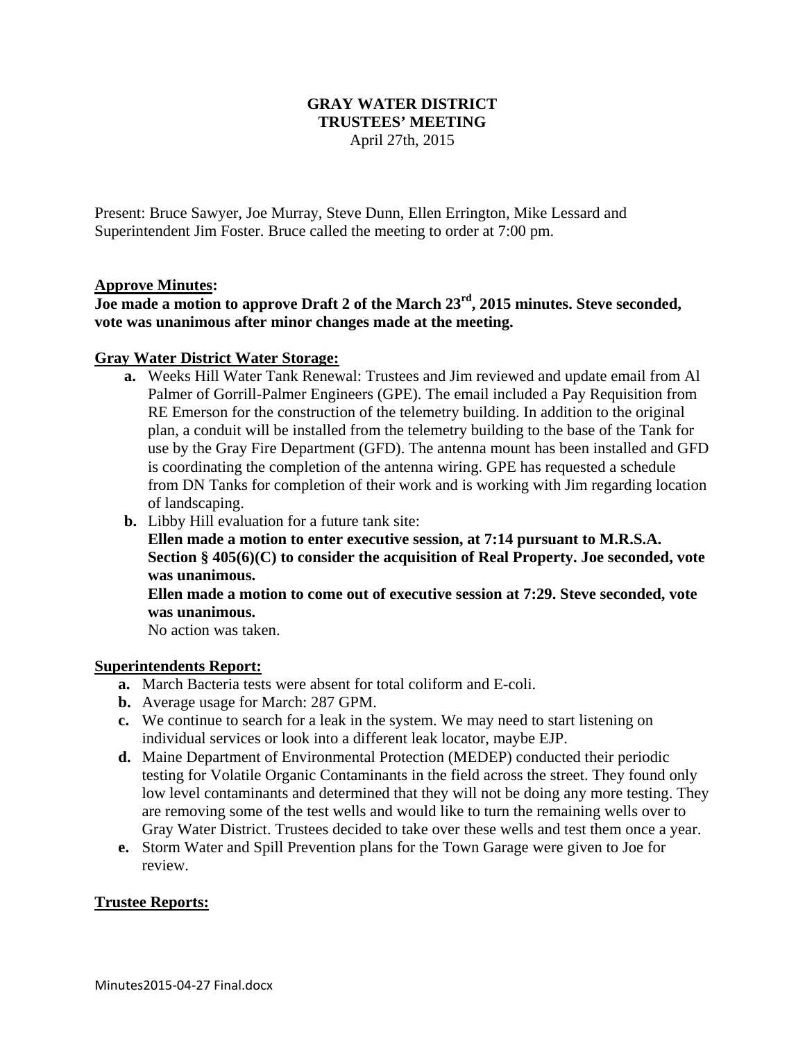# GRAY WATER DISTRICT
## TRUSTEES' MEETING
April 27th, 2015

Present: Bruce Sawyer, Joe Murray, Steve Dunn, Ellen Errington, Mike Lessard and Superintendent Jim Foster. Bruce called the meeting to order at 7:00 pm.

**Approve Minutes:**

**Joe made a motion to approve Draft 2 of the March 23rd, 2015 minutes. Steve seconded, vote was unanimous after minor changes made at the meeting.**

**Gray Water District Water Storage:**

- **a.** Weeks Hill Water Tank Renewal: Trustees and Jim reviewed and update email from Al Palmer of Gorrill-Palmer Engineers (GPE). The email included a Pay Requisition from RE Emerson for the construction of the telemetry building. In addition to the original plan, a conduit will be installed from the telemetry building to the base of the Tank for use by the Gray Fire Department (GFD). The antenna mount has been installed and GFD is coordinating the completion of the antenna wiring. GPE has requested a schedule from DN Tanks for completion of their work and is working with Jim regarding location of landscaping.
- **b.** Libby Hill evaluation for a future tank site:

  **Ellen made a motion to enter executive session, at 7:14 pursuant to M.R.S.A. Section § 405(6)(C) to consider the acquisition of Real Property. Joe seconded, vote was unanimous.**

  **Ellen made a motion to come out of executive session at 7:29. Steve seconded, vote was unanimous.**

  No action was taken.

**Superintendents Report:**

- **a.** March Bacteria tests were absent for total coliform and E-coli.
- **b.** Average usage for March: 287 GPM.
- **c.** We continue to search for a leak in the system. We may need to start listening on individual services or look into a different leak locator, maybe EJP.
- **d.** Maine Department of Environmental Protection (MEDEP) conducted their periodic testing for Volatile Organic Contaminants in the field across the street. They found only low level contaminants and determined that they will not be doing any more testing. They are removing some of the test wells and would like to turn the remaining wells over to Gray Water District. Trustees decided to take over these wells and test them once a year.
- **e.** Storm Water and Spill Prevention plans for the Town Garage were given to Joe for review.

**Trustee Reports:**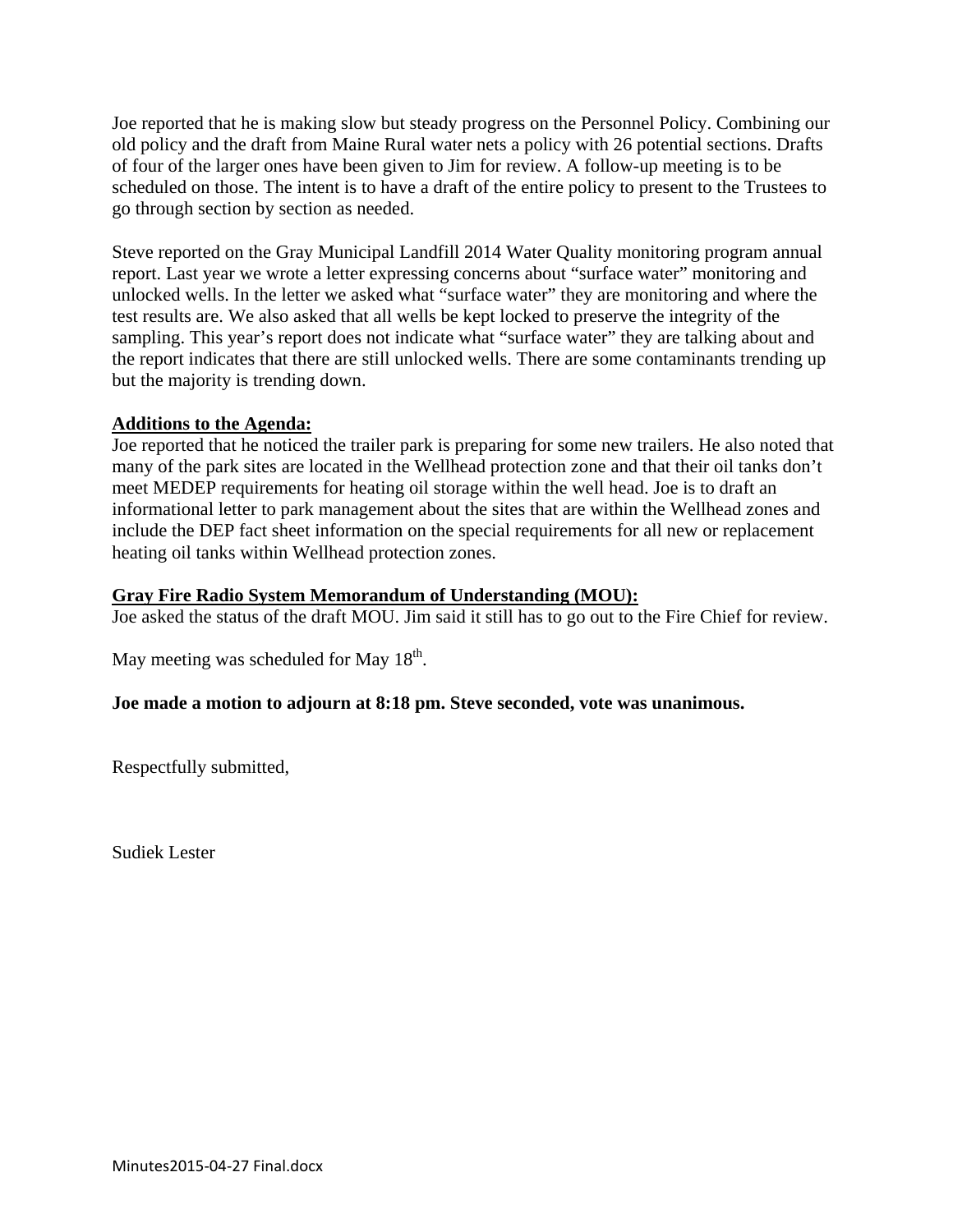Joe reported that he is making slow but steady progress on the Personnel Policy. Combining our old policy and the draft from Maine Rural water nets a policy with 26 potential sections. Drafts of four of the larger ones have been given to Jim for review. A follow-up meeting is to be scheduled on those. The intent is to have a draft of the entire policy to present to the Trustees to go through section by section as needed.

Steve reported on the Gray Municipal Landfill 2014 Water Quality monitoring program annual report. Last year we wrote a letter expressing concerns about "surface water" monitoring and unlocked wells. In the letter we asked what "surface water" they are monitoring and where the test results are. We also asked that all wells be kept locked to preserve the integrity of the sampling. This year's report does not indicate what "surface water" they are talking about and the report indicates that there are still unlocked wells. There are some contaminants trending up but the majority is trending down.

**Additions to the Agenda:**

Joe reported that he noticed the trailer park is preparing for some new trailers. He also noted that many of the park sites are located in the Wellhead protection zone and that their oil tanks don't meet MEDEP requirements for heating oil storage within the well head. Joe is to draft an informational letter to park management about the sites that are within the Wellhead zones and include the DEP fact sheet information on the special requirements for all new or replacement heating oil tanks within Wellhead protection zones.

**Gray Fire Radio System Memorandum of Understanding (MOU):**

Joe asked the status of the draft MOU. Jim said it still has to go out to the Fire Chief for review.

May meeting was scheduled for May 18th.

**Joe made a motion to adjourn at 8:18 pm. Steve seconded, vote was unanimous.**

Respectfully submitted,

Sudiek Lester